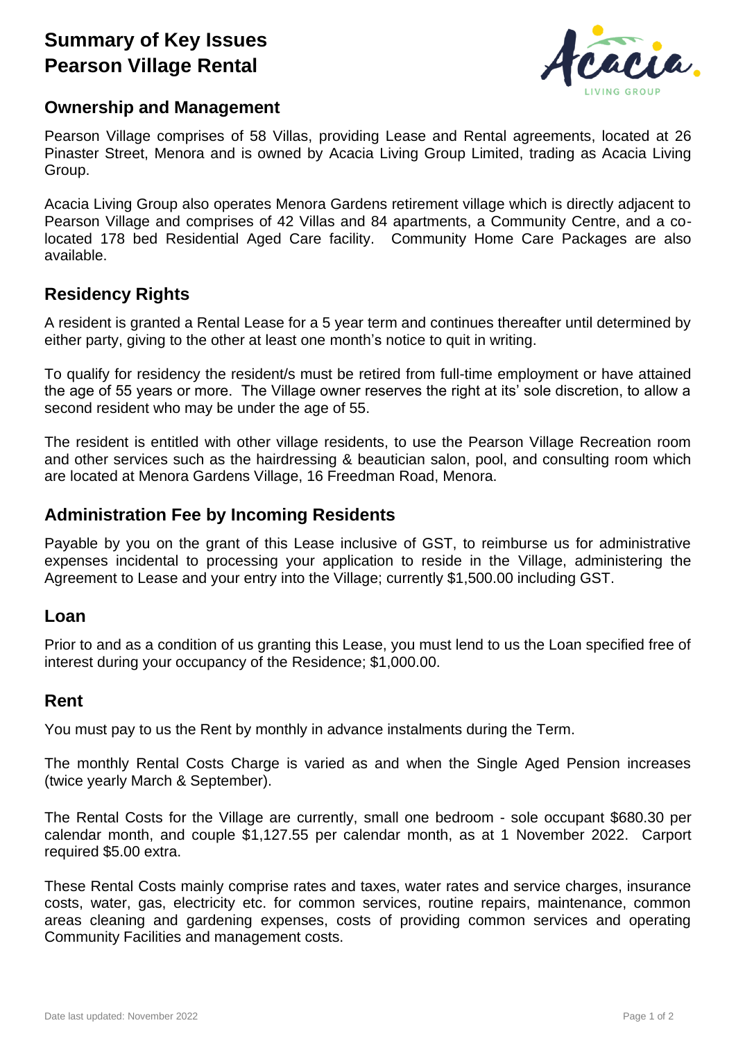# Summary of Key Issues
# Pearson Village Rental

## Ownership and Management

Pearson Village comprises of 58 Villas, providing Lease and Rental agreements, located at 26 Pinaster Street, Menora and is owned by Acacia Living Group Limited, trading as Acacia Living Group.

Acacia Living Group also operates Menora Gardens retirement village which is directly adjacent to Pearson Village and comprises of 42 Villas and 84 apartments, a Community Centre, and a co-located 178 bed Residential Aged Care facility. Community Home Care Packages are also available.

## Residency Rights

A resident is granted a Rental Lease for a 5 year term and continues thereafter until determined by either party, giving to the other at least one month's notice to quit in writing.

To qualify for residency the resident/s must be retired from full-time employment or have attained the age of 55 years or more. The Village owner reserves the right at its' sole discretion, to allow a second resident who may be under the age of 55.

The resident is entitled with other village residents, to use the Pearson Village Recreation room and other services such as the hairdressing & beautician salon, pool, and consulting room which are located at Menora Gardens Village, 16 Freedman Road, Menora.

## Administration Fee by Incoming Residents

Payable by you on the grant of this Lease inclusive of GST, to reimburse us for administrative expenses incidental to processing your application to reside in the Village, administering the Agreement to Lease and your entry into the Village; currently $1,500.00 including GST.

## Loan

Prior to and as a condition of us granting this Lease, you must lend to us the Loan specified free of interest during your occupancy of the Residence; $1,000.00.

## Rent

You must pay to us the Rent by monthly in advance instalments during the Term.

The monthly Rental Costs Charge is varied as and when the Single Aged Pension increases (twice yearly March & September).

The Rental Costs for the Village are currently, small one bedroom - sole occupant $680.30 per calendar month, and couple $1,127.55 per calendar month, as at 1 November 2022. Carport required $5.00 extra.

These Rental Costs mainly comprise rates and taxes, water rates and service charges, insurance costs, water, gas, electricity etc. for common services, routine repairs, maintenance, common areas cleaning and gardening expenses, costs of providing common services and operating Community Facilities and management costs.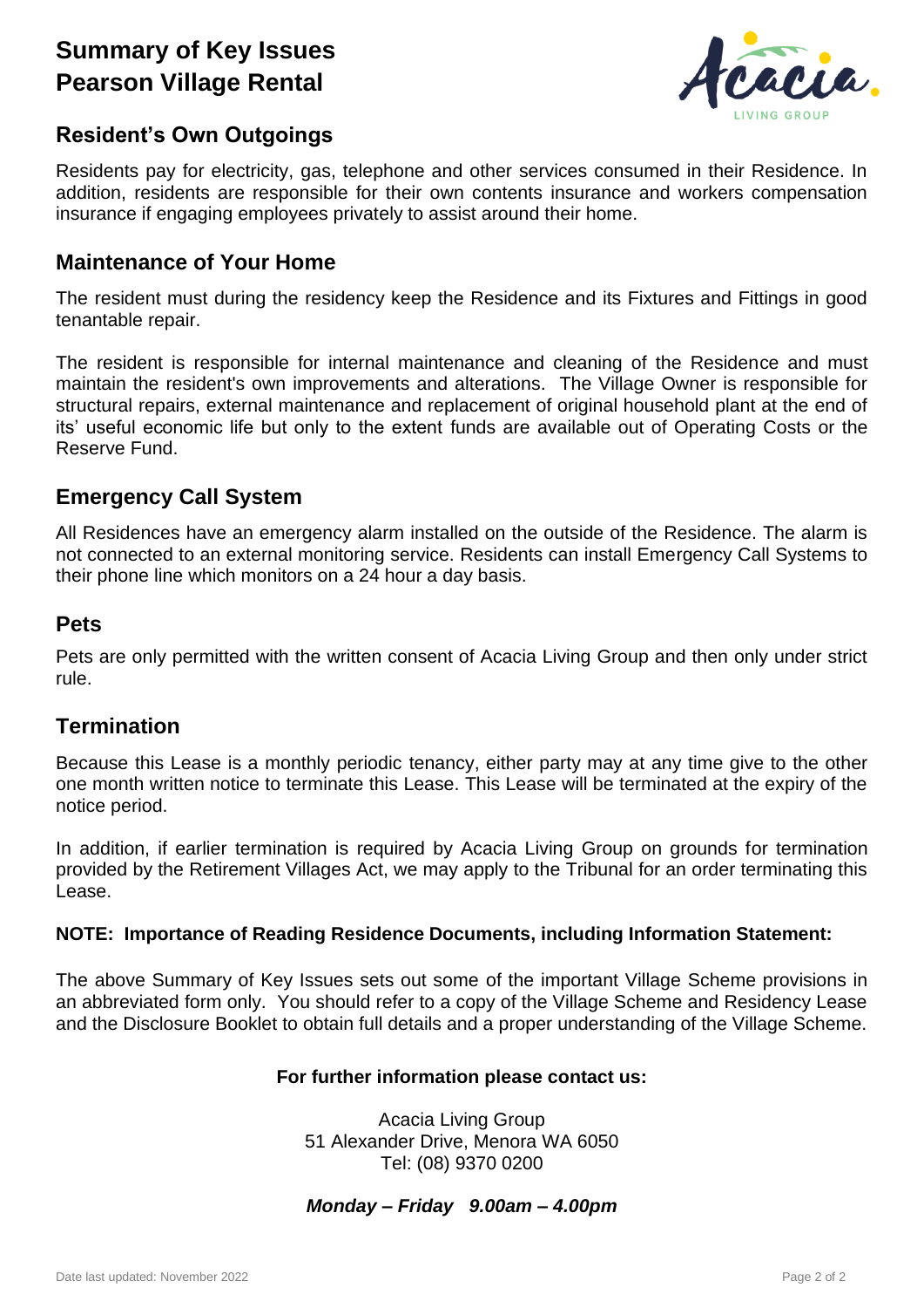# Summary of Key Issues
# Pearson Village Rental

## Resident's Own Outgoings

Residents pay for electricity, gas, telephone and other services consumed in their Residence. In addition, residents are responsible for their own contents insurance and workers compensation insurance if engaging employees privately to assist around their home.

## Maintenance of Your Home

The resident must during the residency keep the Residence and its Fixtures and Fittings in good tenantable repair.

The resident is responsible for internal maintenance and cleaning of the Residence and must maintain the resident's own improvements and alterations. The Village Owner is responsible for structural repairs, external maintenance and replacement of original household plant at the end of its' useful economic life but only to the extent funds are available out of Operating Costs or the Reserve Fund.

## Emergency Call System

All Residences have an emergency alarm installed on the outside of the Residence. The alarm is not connected to an external monitoring service. Residents can install Emergency Call Systems to their phone line which monitors on a 24 hour a day basis.

## Pets

Pets are only permitted with the written consent of Acacia Living Group and then only under strict rule.

## Termination

Because this Lease is a monthly periodic tenancy, either party may at any time give to the other one month written notice to terminate this Lease. This Lease will be terminated at the expiry of the notice period.

In addition, if earlier termination is required by Acacia Living Group on grounds for termination provided by the Retirement Villages Act, we may apply to the Tribunal for an order terminating this Lease.

**NOTE: Importance of Reading Residence Documents, including Information Statement:**

The above Summary of Key Issues sets out some of the important Village Scheme provisions in an abbreviated form only. You should refer to a copy of the Village Scheme and Residency Lease and the Disclosure Booklet to obtain full details and a proper understanding of the Village Scheme.

**For further information please contact us:**

Acacia Living Group
51 Alexander Drive, Menora WA 6050
Tel: (08) 9370 0200

***Monday – Friday 9.00am – 4.00pm***

Date last updated: November 2022